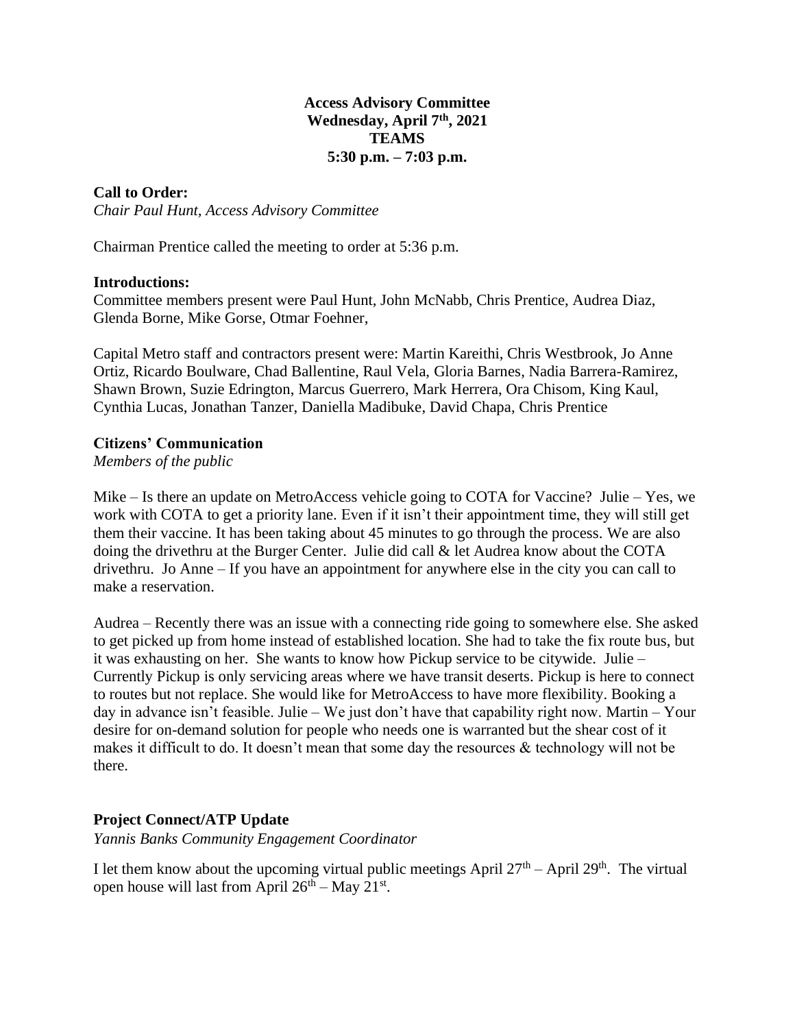**Access Advisory Committee**
**Wednesday, April 7th, 2021**
**TEAMS**
**5:30 p.m. – 7:03 p.m.**

**Call to Order:**
*Chair Paul Hunt, Access Advisory Committee*

Chairman Prentice called the meeting to order at 5:36 p.m.

**Introductions:**
Committee members present were Paul Hunt, John McNabb, Chris Prentice, Audrea Diaz, Glenda Borne, Mike Gorse, Otmar Foehner,

Capital Metro staff and contractors present were: Martin Kareithi, Chris Westbrook, Jo Anne Ortiz, Ricardo Boulware, Chad Ballentine, Raul Vela, Gloria Barnes, Nadia Barrera-Ramirez, Shawn Brown, Suzie Edrington, Marcus Guerrero, Mark Herrera, Ora Chisom, King Kaul, Cynthia Lucas, Jonathan Tanzer, Daniella Madibuke, David Chapa, Chris Prentice

**Citizens' Communication**
*Members of the public*

Mike – Is there an update on MetroAccess vehicle going to COTA for Vaccine? Julie – Yes, we work with COTA to get a priority lane. Even if it isn't their appointment time, they will still get them their vaccine. It has been taking about 45 minutes to go through the process. We are also doing the drivethru at the Burger Center. Julie did call & let Audrea know about the COTA drivethru. Jo Anne – If you have an appointment for anywhere else in the city you can call to make a reservation.

Audrea – Recently there was an issue with a connecting ride going to somewhere else. She asked to get picked up from home instead of established location. She had to take the fix route bus, but it was exhausting on her. She wants to know how Pickup service to be citywide. Julie – Currently Pickup is only servicing areas where we have transit deserts. Pickup is here to connect to routes but not replace. She would like for MetroAccess to have more flexibility. Booking a day in advance isn't feasible. Julie – We just don't have that capability right now. Martin – Your desire for on-demand solution for people who needs one is warranted but the shear cost of it makes it difficult to do. It doesn't mean that some day the resources & technology will not be there.

**Project Connect/ATP Update**
*Yannis Banks Community Engagement Coordinator*

I let them know about the upcoming virtual public meetings April 27th – April 29th. The virtual open house will last from April 26th – May 21st.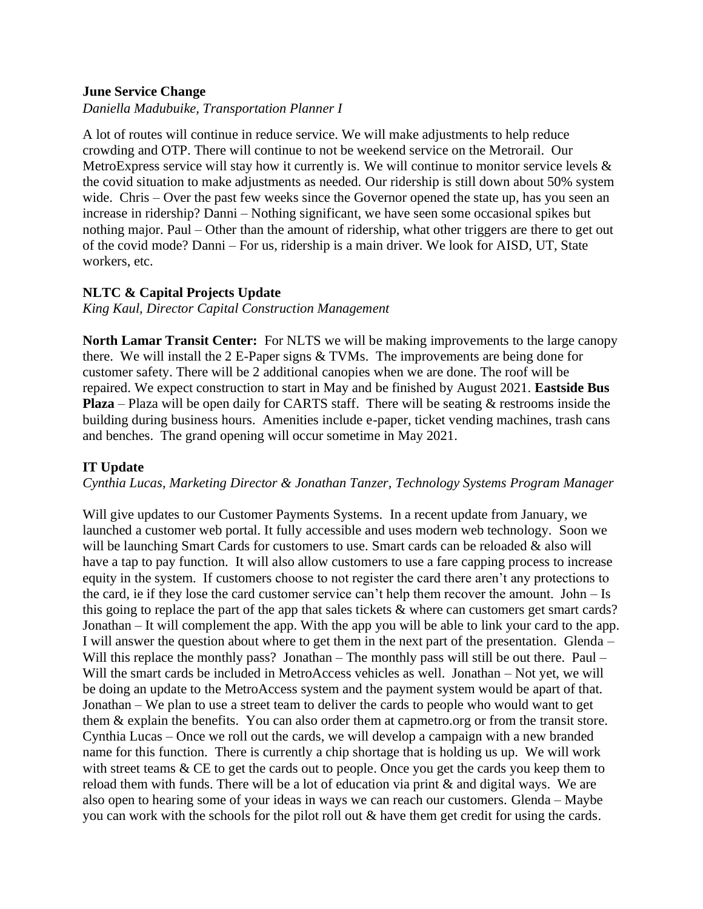**June Service Change**

*Daniella Madubuike, Transportation Planner I*

A lot of routes will continue in reduce service. We will make adjustments to help reduce crowding and OTP. There will continue to not be weekend service on the Metrorail. Our MetroExpress service will stay how it currently is. We will continue to monitor service levels & the covid situation to make adjustments as needed. Our ridership is still down about 50% system wide. Chris – Over the past few weeks since the Governor opened the state up, has you seen an increase in ridership? Danni – Nothing significant, we have seen some occasional spikes but nothing major. Paul – Other than the amount of ridership, what other triggers are there to get out of the covid mode? Danni – For us, ridership is a main driver. We look for AISD, UT, State workers, etc.

**NLTC & Capital Projects Update**

*King Kaul, Director Capital Construction Management*

**North Lamar Transit Center:** For NLTS we will be making improvements to the large canopy there. We will install the 2 E-Paper signs & TVMs. The improvements are being done for customer safety. There will be 2 additional canopies when we are done. The roof will be repaired. We expect construction to start in May and be finished by August 2021. **Eastside Bus Plaza** – Plaza will be open daily for CARTS staff. There will be seating & restrooms inside the building during business hours. Amenities include e-paper, ticket vending machines, trash cans and benches. The grand opening will occur sometime in May 2021.

**IT Update**

*Cynthia Lucas, Marketing Director & Jonathan Tanzer, Technology Systems Program Manager*

Will give updates to our Customer Payments Systems. In a recent update from January, we launched a customer web portal. It fully accessible and uses modern web technology. Soon we will be launching Smart Cards for customers to use. Smart cards can be reloaded & also will have a tap to pay function. It will also allow customers to use a fare capping process to increase equity in the system. If customers choose to not register the card there aren't any protections to the card, ie if they lose the card customer service can't help them recover the amount. John – Is this going to replace the part of the app that sales tickets & where can customers get smart cards? Jonathan – It will complement the app. With the app you will be able to link your card to the app. I will answer the question about where to get them in the next part of the presentation. Glenda – Will this replace the monthly pass? Jonathan – The monthly pass will still be out there. Paul – Will the smart cards be included in MetroAccess vehicles as well. Jonathan – Not yet, we will be doing an update to the MetroAccess system and the payment system would be apart of that. Jonathan – We plan to use a street team to deliver the cards to people who would want to get them & explain the benefits. You can also order them at capmetro.org or from the transit store. Cynthia Lucas – Once we roll out the cards, we will develop a campaign with a new branded name for this function. There is currently a chip shortage that is holding us up. We will work with street teams & CE to get the cards out to people. Once you get the cards you keep them to reload them with funds. There will be a lot of education via print & and digital ways. We are also open to hearing some of your ideas in ways we can reach our customers. Glenda – Maybe you can work with the schools for the pilot roll out & have them get credit for using the cards.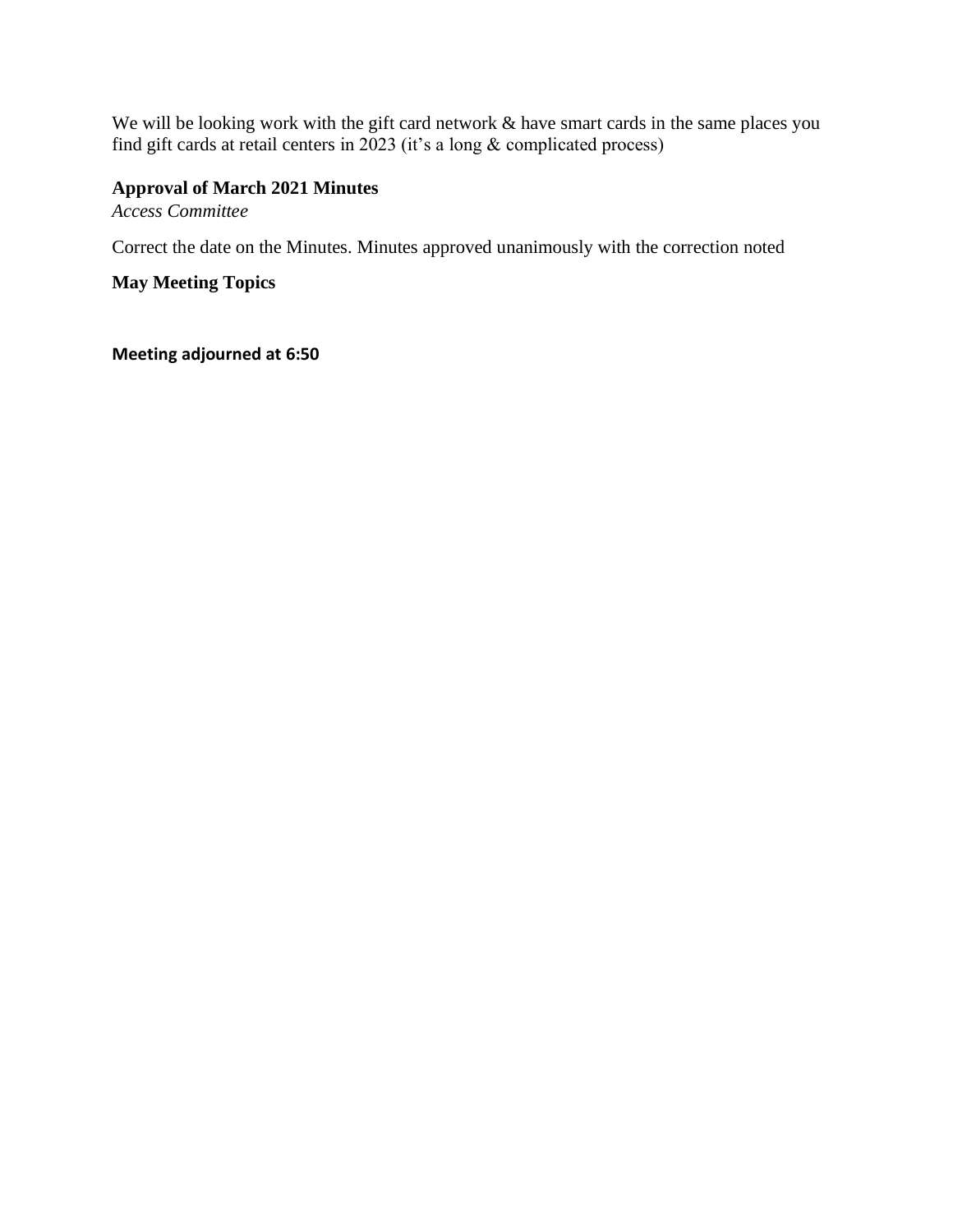We will be looking work with the gift card network & have smart cards in the same places you find gift cards at retail centers in 2023 (it's a long & complicated process)

**Approval of March 2021 Minutes**

*Access Committee*

Correct the date on the Minutes. Minutes approved unanimously with the correction noted

**May Meeting Topics**

**Meeting adjourned at 6:50**